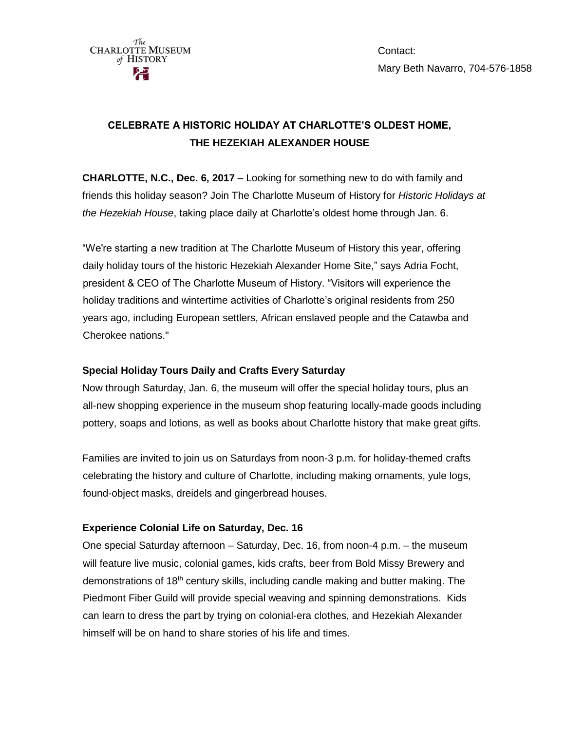The Charlotte Museum of History

Contact:
Mary Beth Navarro, 704-576-1858

# CELEBRATE A HISTORIC HOLIDAY AT CHARLOTTE'S OLDEST HOME, THE HEZEKIAH ALEXANDER HOUSE

**CHARLOTTE, N.C., Dec. 6, 2017** – Looking for something new to do with family and friends this holiday season? Join The Charlotte Museum of History for *Historic Holidays at the Hezekiah House*, taking place daily at Charlotte's oldest home through Jan. 6.

"We're starting a new tradition at The Charlotte Museum of History this year, offering daily holiday tours of the historic Hezekiah Alexander Home Site," says Adria Focht, president & CEO of The Charlotte Museum of History. "Visitors will experience the holiday traditions and wintertime activities of Charlotte's original residents from 250 years ago, including European settlers, African enslaved people and the Catawba and Cherokee nations."

## Special Holiday Tours Daily and Crafts Every Saturday

Now through Saturday, Jan. 6, the museum will offer the special holiday tours, plus an all-new shopping experience in the museum shop featuring locally-made goods including pottery, soaps and lotions, as well as books about Charlotte history that make great gifts.

Families are invited to join us on Saturdays from noon-3 p.m. for holiday-themed crafts celebrating the history and culture of Charlotte, including making ornaments, yule logs, found-object masks, dreidels and gingerbread houses.

## Experience Colonial Life on Saturday, Dec. 16

One special Saturday afternoon – Saturday, Dec. 16, from noon-4 p.m. – the museum will feature live music, colonial games, kids crafts, beer from Bold Missy Brewery and demonstrations of 18th century skills, including candle making and butter making. The Piedmont Fiber Guild will provide special weaving and spinning demonstrations. Kids can learn to dress the part by trying on colonial-era clothes, and Hezekiah Alexander himself will be on hand to share stories of his life and times.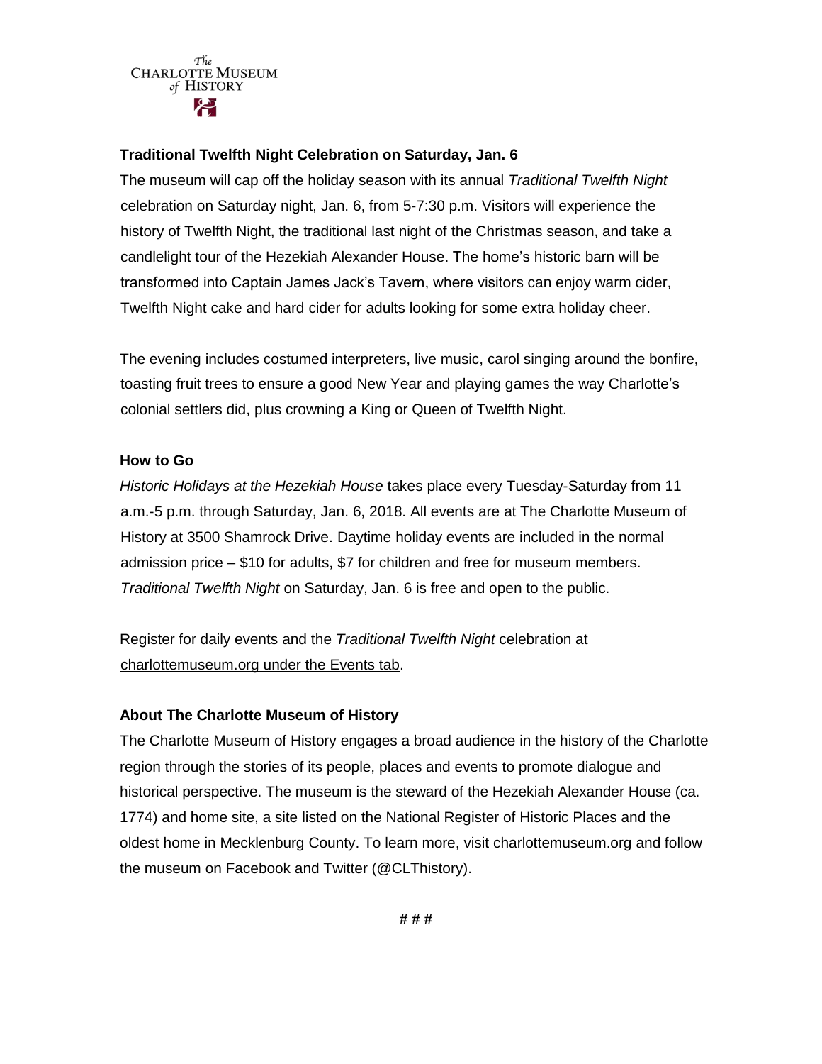The Charlotte Museum of History

**Traditional Twelfth Night Celebration on Saturday, Jan. 6**

The museum will cap off the holiday season with its annual *Traditional Twelfth Night* celebration on Saturday night, Jan. 6, from 5-7:30 p.m. Visitors will experience the history of Twelfth Night, the traditional last night of the Christmas season, and take a candlelight tour of the Hezekiah Alexander House. The home's historic barn will be transformed into Captain James Jack's Tavern, where visitors can enjoy warm cider, Twelfth Night cake and hard cider for adults looking for some extra holiday cheer.

The evening includes costumed interpreters, live music, carol singing around the bonfire, toasting fruit trees to ensure a good New Year and playing games the way Charlotte's colonial settlers did, plus crowning a King or Queen of Twelfth Night.

**How to Go**

*Historic Holidays at the Hezekiah House* takes place every Tuesday-Saturday from 11 a.m.-5 p.m. through Saturday, Jan. 6, 2018. All events are at The Charlotte Museum of History at 3500 Shamrock Drive. Daytime holiday events are included in the normal admission price – $10 for adults, $7 for children and free for museum members. *Traditional Twelfth Night* on Saturday, Jan. 6 is free and open to the public.

Register for daily events and the *Traditional Twelfth Night* celebration at charlottemuseum.org under the Events tab.

**About The Charlotte Museum of History**

The Charlotte Museum of History engages a broad audience in the history of the Charlotte region through the stories of its people, places and events to promote dialogue and historical perspective. The museum is the steward of the Hezekiah Alexander House (ca. 1774) and home site, a site listed on the National Register of Historic Places and the oldest home in Mecklenburg County. To learn more, visit charlottemuseum.org and follow the museum on Facebook and Twitter (@CLThistory).

# # #